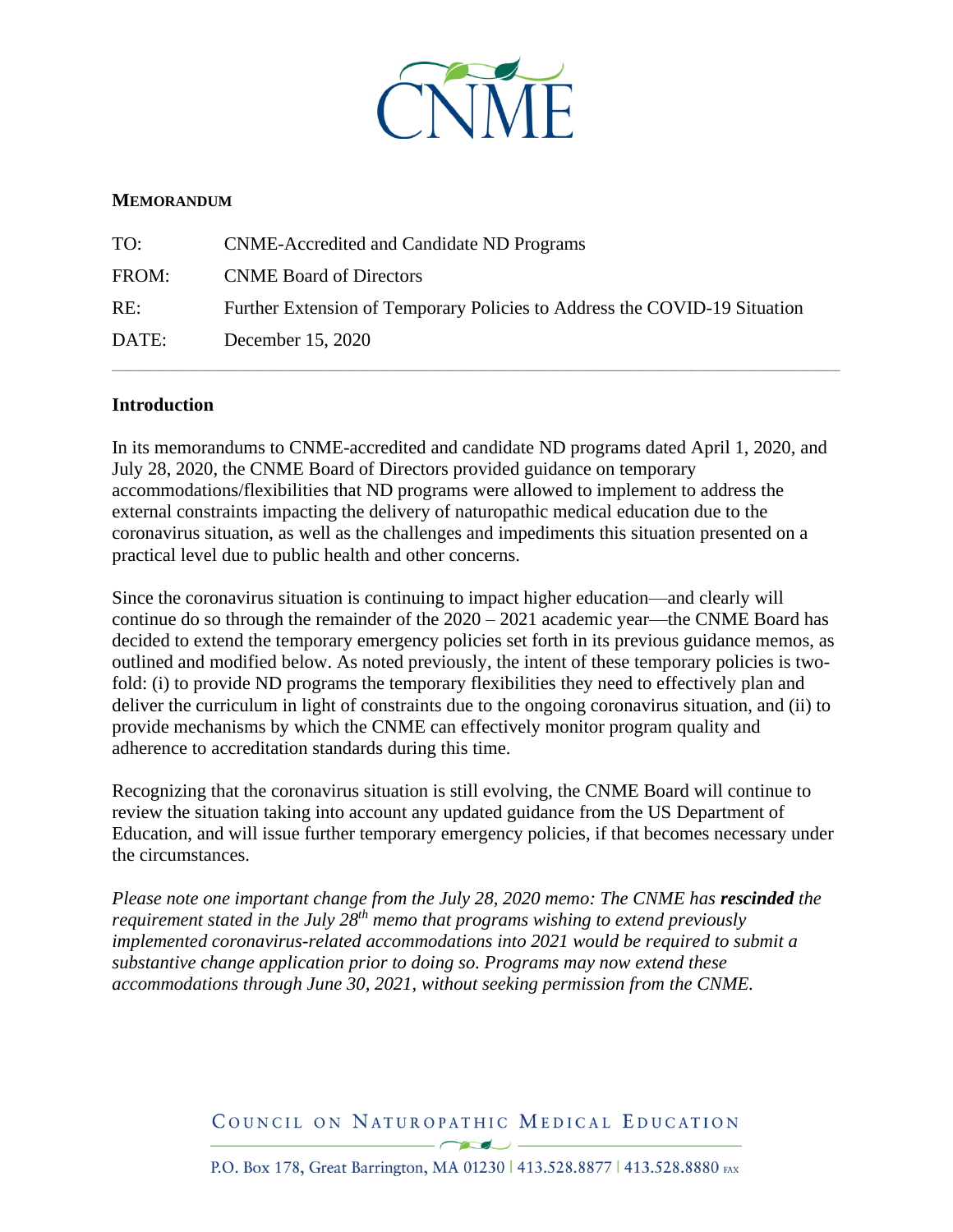**MEMORANDUM**

| | |
|---|---|
| TO: | CNME-Accredited and Candidate ND Programs |
| FROM: | CNME Board of Directors |
| RE: | Further Extension of Temporary Policies to Address the COVID-19 Situation |
| DATE: | December 15, 2020 |

## Introduction

In its memorandums to CNME-accredited and candidate ND programs dated April 1, 2020, and July 28, 2020, the CNME Board of Directors provided guidance on temporary accommodations/flexibilities that ND programs were allowed to implement to address the external constraints impacting the delivery of naturopathic medical education due to the coronavirus situation, as well as the challenges and impediments this situation presented on a practical level due to public health and other concerns.

Since the coronavirus situation is continuing to impact higher education—and clearly will continue do so through the remainder of the 2020 – 2021 academic year—the CNME Board has decided to extend the temporary emergency policies set forth in its previous guidance memos, as outlined and modified below. As noted previously, the intent of these temporary policies is two-fold: (i) to provide ND programs the temporary flexibilities they need to effectively plan and deliver the curriculum in light of constraints due to the ongoing coronavirus situation, and (ii) to provide mechanisms by which the CNME can effectively monitor program quality and adherence to accreditation standards during this time.

Recognizing that the coronavirus situation is still evolving, the CNME Board will continue to review the situation taking into account any updated guidance from the US Department of Education, and will issue further temporary emergency policies, if that becomes necessary under the circumstances.

*Please note one important change from the July 28, 2020 memo: The CNME has* ***rescinded*** *the requirement stated in the July 28th memo that programs wishing to extend previously implemented coronavirus-related accommodations into 2021 would be required to submit a substantive change application prior to doing so. Programs may now extend these accommodations through June 30, 2021, without seeking permission from the CNME.*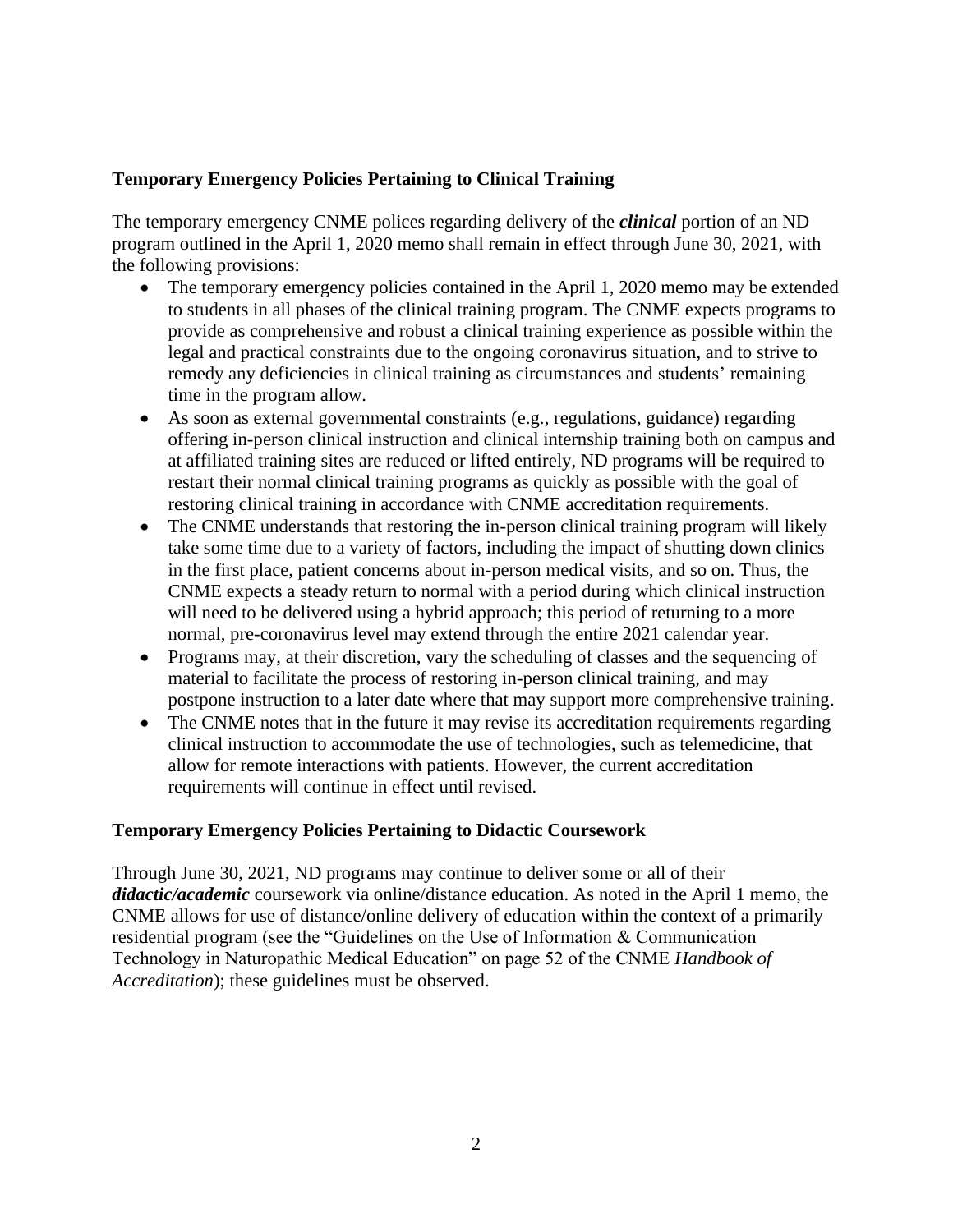**Temporary Emergency Policies Pertaining to Clinical Training**

The temporary emergency CNME polices regarding delivery of the ***clinical*** portion of an ND program outlined in the April 1, 2020 memo shall remain in effect through June 30, 2021, with the following provisions:

- The temporary emergency policies contained in the April 1, 2020 memo may be extended to students in all phases of the clinical training program. The CNME expects programs to provide as comprehensive and robust a clinical training experience as possible within the legal and practical constraints due to the ongoing coronavirus situation, and to strive to remedy any deficiencies in clinical training as circumstances and students' remaining time in the program allow.
- As soon as external governmental constraints (e.g., regulations, guidance) regarding offering in-person clinical instruction and clinical internship training both on campus and at affiliated training sites are reduced or lifted entirely, ND programs will be required to restart their normal clinical training programs as quickly as possible with the goal of restoring clinical training in accordance with CNME accreditation requirements.
- The CNME understands that restoring the in-person clinical training program will likely take some time due to a variety of factors, including the impact of shutting down clinics in the first place, patient concerns about in-person medical visits, and so on. Thus, the CNME expects a steady return to normal with a period during which clinical instruction will need to be delivered using a hybrid approach; this period of returning to a more normal, pre-coronavirus level may extend through the entire 2021 calendar year.
- Programs may, at their discretion, vary the scheduling of classes and the sequencing of material to facilitate the process of restoring in-person clinical training, and may postpone instruction to a later date where that may support more comprehensive training.
- The CNME notes that in the future it may revise its accreditation requirements regarding clinical instruction to accommodate the use of technologies, such as telemedicine, that allow for remote interactions with patients. However, the current accreditation requirements will continue in effect until revised.

**Temporary Emergency Policies Pertaining to Didactic Coursework**

Through June 30, 2021, ND programs may continue to deliver some or all of their ***didactic/academic*** coursework via online/distance education. As noted in the April 1 memo, the CNME allows for use of distance/online delivery of education within the context of a primarily residential program (see the "Guidelines on the Use of Information & Communication Technology in Naturopathic Medical Education" on page 52 of the CNME *Handbook of Accreditation*); these guidelines must be observed.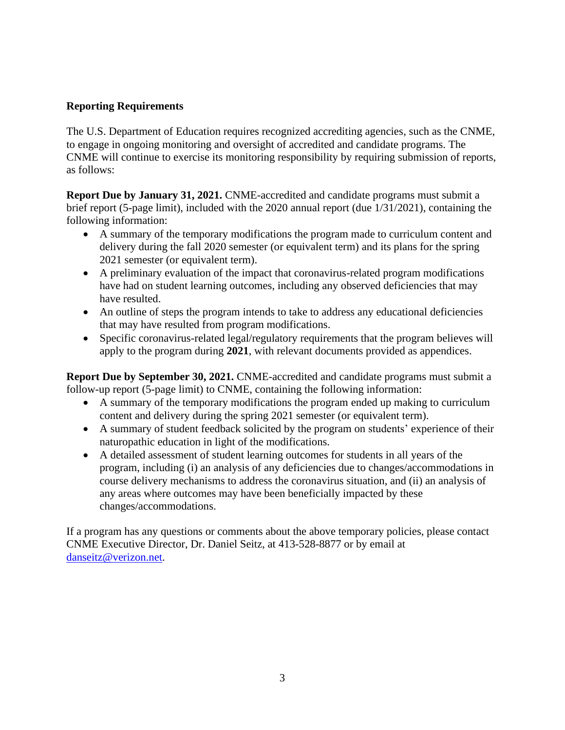**Reporting Requirements**

The U.S. Department of Education requires recognized accrediting agencies, such as the CNME, to engage in ongoing monitoring and oversight of accredited and candidate programs. The CNME will continue to exercise its monitoring responsibility by requiring submission of reports, as follows:

**Report Due by January 31, 2021.** CNME-accredited and candidate programs must submit a brief report (5-page limit), included with the 2020 annual report (due 1/31/2021), containing the following information:

- A summary of the temporary modifications the program made to curriculum content and delivery during the fall 2020 semester (or equivalent term) and its plans for the spring 2021 semester (or equivalent term).
- A preliminary evaluation of the impact that coronavirus-related program modifications have had on student learning outcomes, including any observed deficiencies that may have resulted.
- An outline of steps the program intends to take to address any educational deficiencies that may have resulted from program modifications.
- Specific coronavirus-related legal/regulatory requirements that the program believes will apply to the program during **2021**, with relevant documents provided as appendices.

**Report Due by September 30, 2021.** CNME-accredited and candidate programs must submit a follow-up report (5-page limit) to CNME, containing the following information:

- A summary of the temporary modifications the program ended up making to curriculum content and delivery during the spring 2021 semester (or equivalent term).
- A summary of student feedback solicited by the program on students' experience of their naturopathic education in light of the modifications.
- A detailed assessment of student learning outcomes for students in all years of the program, including (i) an analysis of any deficiencies due to changes/accommodations in course delivery mechanisms to address the coronavirus situation, and (ii) an analysis of any areas where outcomes may have been beneficially impacted by these changes/accommodations.

If a program has any questions or comments about the above temporary policies, please contact CNME Executive Director, Dr. Daniel Seitz, at 413-528-8877 or by email at danseitz@verizon.net.